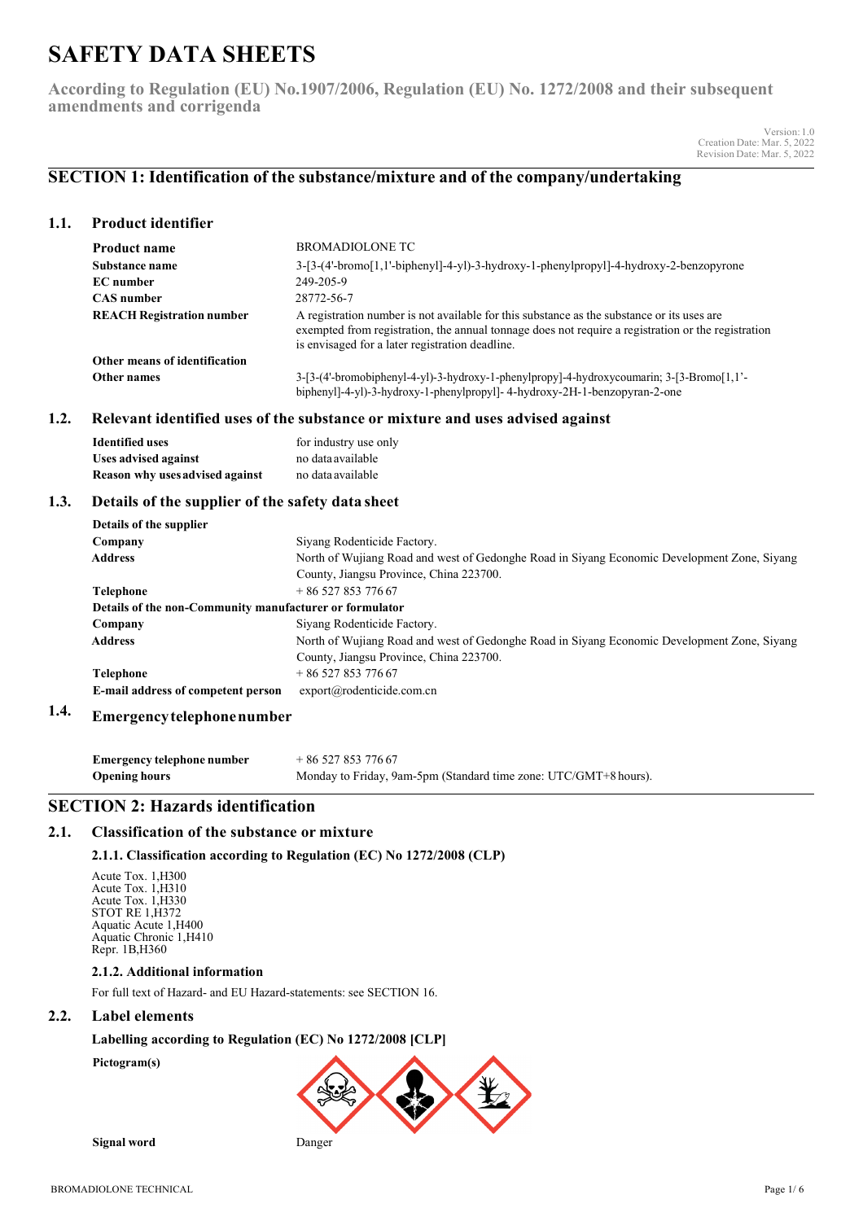# SAFETY DATA SHEETS

**According to Regulation (EU) No.1907/2006, Regulation (EU) No. 1272/2008 and their subsequent amendments and corrigenda**

Version: 1.0
Creation Date: Mar. 5, 2022
Revision Date: Mar. 5, 2022

## SECTION 1: Identification of the substance/mixture and of the company/undertaking

### 1.1. Product identifier

| | |
|---|---|
| **Product name** | BROMADIOLONE TC |
| **Substance name** | 3-[3-(4'-bromo[1,1'-biphenyl]-4-yl)-3-hydroxy-1-phenylpropyl]-4-hydroxy-2-benzopyrone |
| **EC number** | 249-205-9 |
| **CAS number** | 28772-56-7 |
| **REACH Registration number** | A registration number is not available for this substance as the substance or its uses are exempted from registration, the annual tonnage does not require a registration or the registration is envisaged for a later registration deadline. |
| **Other means of identification** | |
| **Other names** | 3-[3-(4'-bromobiphenyl-4-yl)-3-hydroxy-1-phenylpropy]-4-hydroxycoumarin; 3-[3-Bromo[1,1'-biphenyl]-4-yl)-3-hydroxy-1-phenylpropyl]- 4-hydroxy-2H-1-benzopyran-2-one |

### 1.2. Relevant identified uses of the substance or mixture and uses advised against

| | |
|---|---|
| **Identified uses** | for industry use only |
| **Uses advised against** | no data available |
| **Reason why uses advised against** | no data available |

### 1.3. Details of the supplier of the safety data sheet

| | |
|---|---|
| **Details of the supplier** | |
| **Company** | Siyang Rodenticide Factory. |
| **Address** | North of Wujiang Road and west of Gedonghe Road in Siyang Economic Development Zone, Siyang County, Jiangsu Province, China 223700. |
| **Telephone** | + 86 527 853 776 67 |
| **Details of the non-Community manufacturer or formulator** | |
| **Company** | Siyang Rodenticide Factory. |
| **Address** | North of Wujiang Road and west of Gedonghe Road in Siyang Economic Development Zone, Siyang County, Jiangsu Province, China 223700. |
| **Telephone** | + 86 527 853 776 67 |
| **E-mail address of competent person** | export@rodenticide.com.cn |

### 1.4. Emergency telephone number

| | |
|---|---|
| **Emergency telephone number** | + 86 527 853 776 67 |
| **Opening hours** | Monday to Friday, 9am-5pm (Standard time zone: UTC/GMT+8 hours). |

## SECTION 2: Hazards identification

### 2.1. Classification of the substance or mixture

#### 2.1.1. Classification according to Regulation (EC) No 1272/2008 (CLP)

Acute Tox. 1,H300
Acute Tox. 1,H310
Acute Tox. 1,H330
STOT RE 1,H372
Aquatic Acute 1,H400
Aquatic Chronic 1,H410
Repr. 1B,H360

#### 2.1.2. Additional information

For full text of Hazard- and EU Hazard-statements: see SECTION 16.

### 2.2. Label elements

**Labelling according to Regulation (EC) No 1272/2008 [CLP]**

**Pictogram(s)**

**Signal word** Danger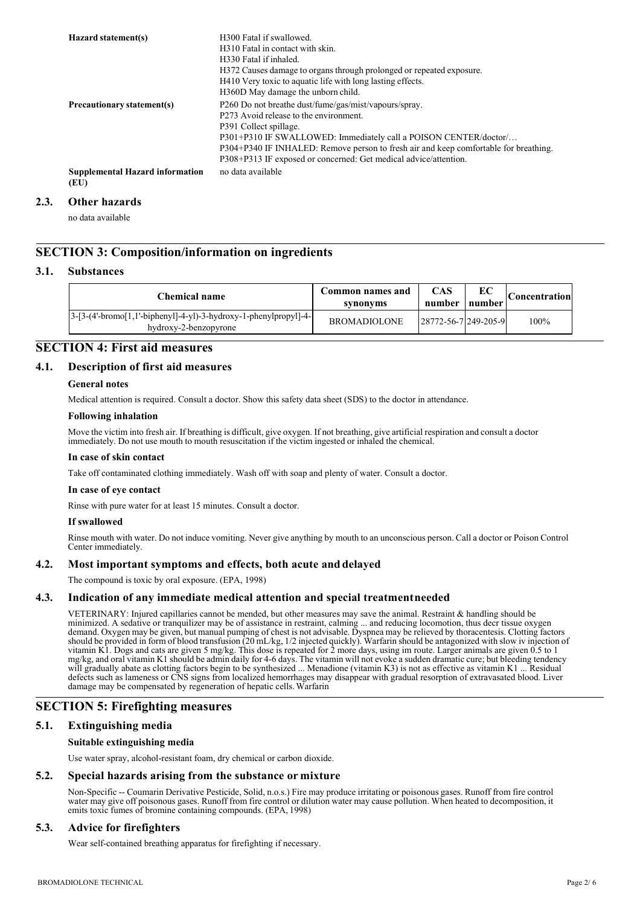| | |
|---|---|
| **Hazard statement(s)** | H300 Fatal if swallowed.<br>H310 Fatal in contact with skin.<br>H330 Fatal if inhaled.<br>H372 Causes damage to organs through prolonged or repeated exposure.<br>H410 Very toxic to aquatic life with long lasting effects.<br>H360D May damage the unborn child. |
| **Precautionary statement(s)** | P260 Do not breathe dust/fume/gas/mist/vapours/spray.<br>P273 Avoid release to the environment.<br>P391 Collect spillage.<br>P301+P310 IF SWALLOWED: Immediately call a POISON CENTER/doctor/…<br>P304+P340 IF INHALED: Remove person to fresh air and keep comfortable for breathing.<br>P308+P313 IF exposed or concerned: Get medical advice/attention. |
| **Supplemental Hazard information (EU)** | no data available |

### 2.3. Other hazards

no data available

## SECTION 3: Composition/information on ingredients

### 3.1. Substances

| Chemical name | Common names and synonyms | CAS number | EC number | Concentration |
|---|---|---|---|---|
| 3-[3-(4'-bromo[1,1'-biphenyl]-4-yl)-3-hydroxy-1-phenylpropyl]-4-hydroxy-2-benzopyrone | BROMADIOLONE | 28772-56-7 | 249-205-9 | 100% |

## SECTION 4: First aid measures

### 4.1. Description of first aid measures

**General notes**

Medical attention is required. Consult a doctor. Show this safety data sheet (SDS) to the doctor in attendance.

**Following inhalation**

Move the victim into fresh air. If breathing is difficult, give oxygen. If not breathing, give artificial respiration and consult a doctor immediately. Do not use mouth to mouth resuscitation if the victim ingested or inhaled the chemical.

**In case of skin contact**

Take off contaminated clothing immediately. Wash off with soap and plenty of water. Consult a doctor.

**In case of eye contact**

Rinse with pure water for at least 15 minutes. Consult a doctor.

**If swallowed**

Rinse mouth with water. Do not induce vomiting. Never give anything by mouth to an unconscious person. Call a doctor or Poison Control Center immediately.

### 4.2. Most important symptoms and effects, both acute and delayed

The compound is toxic by oral exposure. (EPA, 1998)

### 4.3. Indication of any immediate medical attention and special treatment needed

VETERINARY: Injured capillaries cannot be mended, but other measures may save the animal. Restraint & handling should be minimized. A sedative or tranquilizer may be of assistance in restraint, calming ... and reducing locomotion, thus decr tissue oxygen demand. Oxygen may be given, but manual pumping of chest is not advisable. Dyspnea may be relieved by thoracentesis. Clotting factors should be provided in form of blood transfusion (20 mL/kg, 1/2 injected quickly). Warfarin should be antagonized with slow iv injection of vitamin K1. Dogs and cats are given 5 mg/kg. This dose is repeated for 2 more days, using im route. Larger animals are given 0.5 to 1 mg/kg, and oral vitamin K1 should be admin daily for 4-6 days. The vitamin will not evoke a sudden dramatic cure; but bleeding tendency will gradually abate as clotting factors begin to be synthesized ... Menadione (vitamin K3) is not as effective as vitamin K1 ... Residual defects such as lameness or CNS signs from localized hemorrhages may disappear with gradual resorption of extravasated blood. Liver damage may be compensated by regeneration of hepatic cells. Warfarin

## SECTION 5: Firefighting measures

### 5.1. Extinguishing media

**Suitable extinguishing media**

Use water spray, alcohol-resistant foam, dry chemical or carbon dioxide.

### 5.2. Special hazards arising from the substance or mixture

Non-Specific -- Coumarin Derivative Pesticide, Solid, n.o.s.) Fire may produce irritating or poisonous gases. Runoff from fire control water may give off poisonous gases. Runoff from fire control or dilution water may cause pollution. When heated to decomposition, it emits toxic fumes of bromine containing compounds. (EPA, 1998)

### 5.3. Advice for firefighters

Wear self-contained breathing apparatus for firefighting if necessary.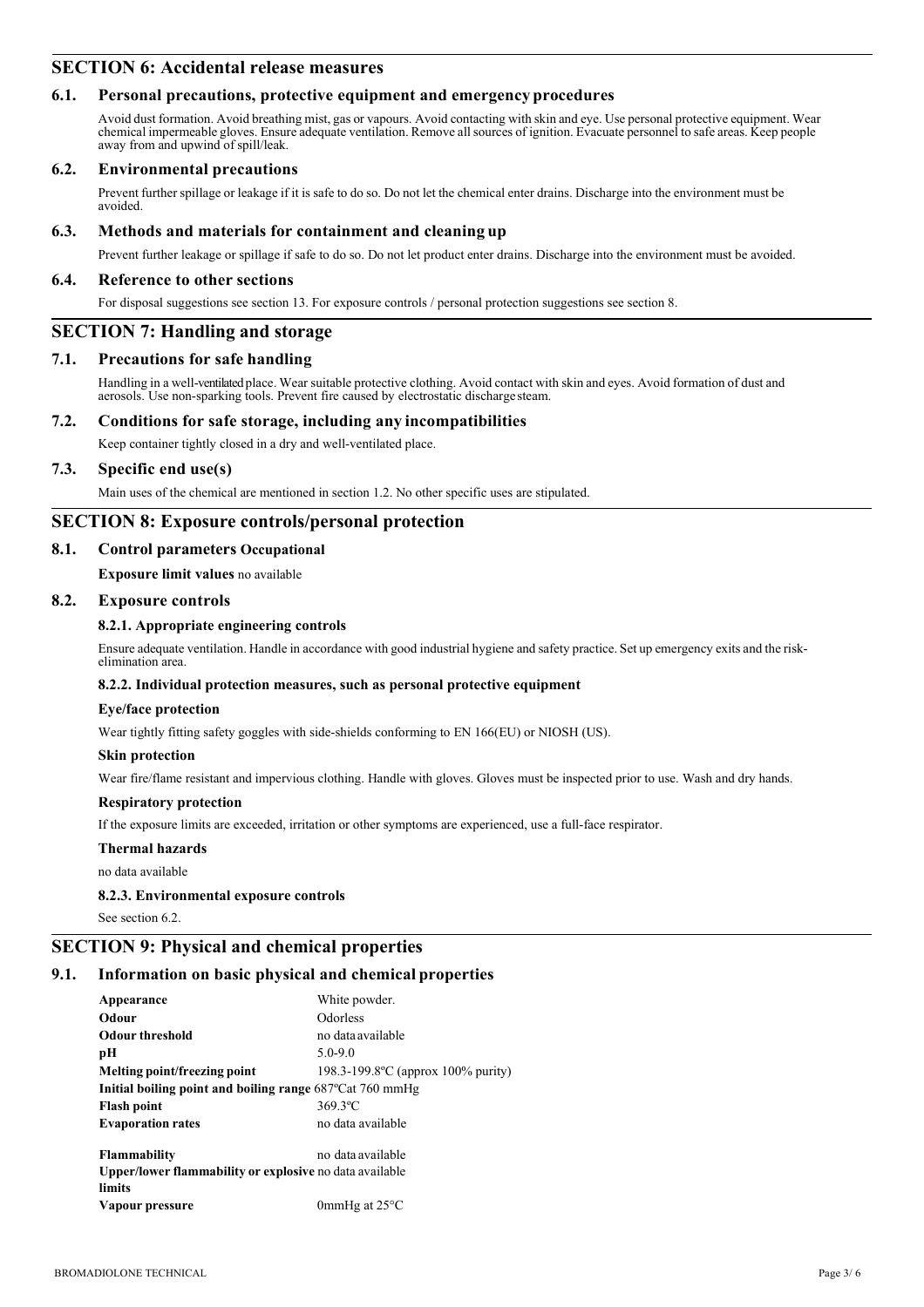## SECTION 6: Accidental release measures

### 6.1. Personal precautions, protective equipment and emergency procedures

Avoid dust formation. Avoid breathing mist, gas or vapours. Avoid contacting with skin and eye. Use personal protective equipment. Wear chemical impermeable gloves. Ensure adequate ventilation. Remove all sources of ignition. Evacuate personnel to safe areas. Keep people away from and upwind of spill/leak.

### 6.2. Environmental precautions

Prevent further spillage or leakage if it is safe to do so. Do not let the chemical enter drains. Discharge into the environment must be avoided.

### 6.3. Methods and materials for containment and cleaning up

Prevent further leakage or spillage if safe to do so. Do not let product enter drains. Discharge into the environment must be avoided.

### 6.4. Reference to other sections

For disposal suggestions see section 13. For exposure controls / personal protection suggestions see section 8.

## SECTION 7: Handling and storage

### 7.1. Precautions for safe handling

Handling in a well-ventilated place. Wear suitable protective clothing. Avoid contact with skin and eyes. Avoid formation of dust and aerosols. Use non-sparking tools. Prevent fire caused by electrostatic discharge steam.

### 7.2. Conditions for safe storage, including any incompatibilities

Keep container tightly closed in a dry and well-ventilated place.

### 7.3. Specific end use(s)

Main uses of the chemical are mentioned in section 1.2. No other specific uses are stipulated.

## SECTION 8: Exposure controls/personal protection

### 8.1. Control parameters Occupational

**Exposure limit values** no available

### 8.2. Exposure controls

#### 8.2.1. Appropriate engineering controls

Ensure adequate ventilation. Handle in accordance with good industrial hygiene and safety practice. Set up emergency exits and the risk-elimination area.

#### 8.2.2. Individual protection measures, such as personal protective equipment

**Eye/face protection**

Wear tightly fitting safety goggles with side-shields conforming to EN 166(EU) or NIOSH (US).

**Skin protection**

Wear fire/flame resistant and impervious clothing. Handle with gloves. Gloves must be inspected prior to use. Wash and dry hands.

**Respiratory protection**

If the exposure limits are exceeded, irritation or other symptoms are experienced, use a full-face respirator.

**Thermal hazards**

no data available

#### 8.2.3. Environmental exposure controls

See section 6.2.

## SECTION 9: Physical and chemical properties

### 9.1. Information on basic physical and chemical properties

| | |
|---|---|
| **Appearance** | White powder. |
| **Odour** | Odorless |
| **Odour threshold** | no data available |
| **pH** | 5.0-9.0 |
| **Melting point/freezing point** | 198.3-199.8ºC (approx 100% purity) |
| **Initial boiling point and boiling range** | 687ºCat 760 mmHg |
| **Flash point** | 369.3ºC |
| **Evaporation rates** | no data available |
| **Flammability** | no data available |
| **Upper/lower flammability or explosive limits** | no data available |
| **Vapour pressure** | 0mmHg at 25°C |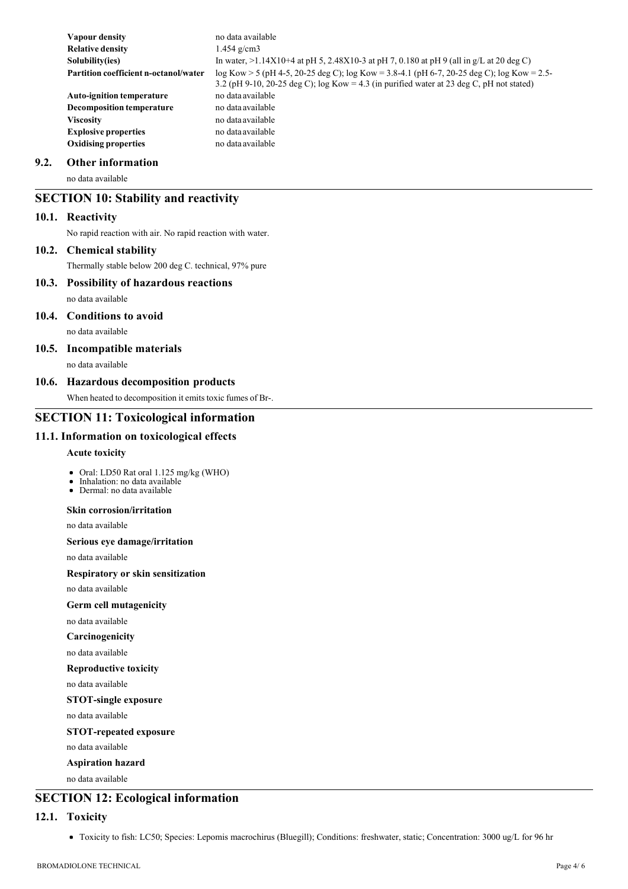| | |
|---|---|
| **Vapour density** | no data available |
| **Relative density** | 1.454 g/cm3 |
| **Solubility(ies)** | In water, >1.14X10+4 at pH 5, 2.48X10-3 at pH 7, 0.180 at pH 9 (all in g/L at 20 deg C) |
| **Partition coefficient n-octanol/water** | log Kow > 5 (pH 4-5, 20-25 deg C); log Kow = 3.8-4.1 (pH 6-7, 20-25 deg C); log Kow = 2.5-3.2 (pH 9-10, 20-25 deg C); log Kow = 4.3 (in purified water at 23 deg C, pH not stated) |
| **Auto-ignition temperature** | no data available |
| **Decomposition temperature** | no data available |
| **Viscosity** | no data available |
| **Explosive properties** | no data available |
| **Oxidising properties** | no data available |

### 9.2. Other information

no data available

## SECTION 10: Stability and reactivity

### 10.1. Reactivity

No rapid reaction with air. No rapid reaction with water.

### 10.2. Chemical stability

Thermally stable below 200 deg C. technical, 97% pure

### 10.3. Possibility of hazardous reactions

no data available

### 10.4. Conditions to avoid

no data available

### 10.5. Incompatible materials

no data available

### 10.6. Hazardous decomposition products

When heated to decomposition it emits toxic fumes of Br-.

## SECTION 11: Toxicological information

### 11.1. Information on toxicological effects

**Acute toxicity**

- Oral: LD50 Rat oral 1.125 mg/kg (WHO)
- Inhalation: no data available
- Dermal: no data available

**Skin corrosion/irritation**

no data available

**Serious eye damage/irritation**

no data available

**Respiratory or skin sensitization**

no data available

**Germ cell mutagenicity**

no data available

**Carcinogenicity**

no data available

**Reproductive toxicity**

no data available

**STOT-single exposure**

no data available

**STOT-repeated exposure**

no data available

**Aspiration hazard**

no data available

## SECTION 12: Ecological information

### 12.1. Toxicity

- Toxicity to fish: LC50; Species: Lepomis macrochirus (Bluegill); Conditions: freshwater, static; Concentration: 3000 ug/L for 96 hr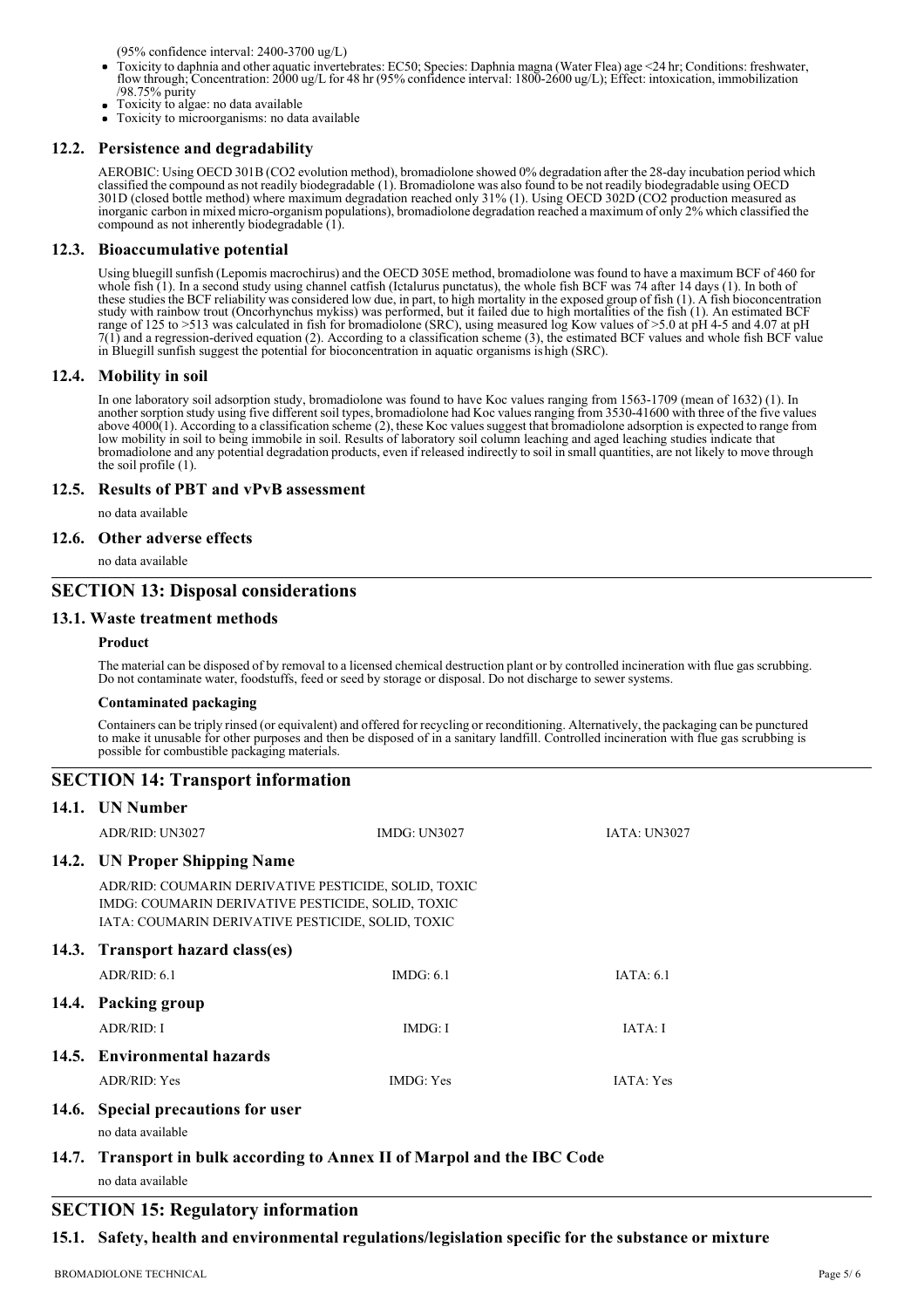(95% confidence interval: 2400-3700 ug/L)

- Toxicity to daphnia and other aquatic invertebrates: EC50; Species: Daphnia magna (Water Flea) age <24 hr; Conditions: freshwater, flow through; Concentration: 2000 ug/L for 48 hr (95% confidence interval: 1800-2600 ug/L); Effect: intoxication, immobilization /98.75% purity
- Toxicity to algae: no data available
- Toxicity to microorganisms: no data available

### 12.2. Persistence and degradability

AEROBIC: Using OECD 301B (CO2 evolution method), bromadiolone showed 0% degradation after the 28-day incubation period which classified the compound as not readily biodegradable (1). Bromadiolone was also found to be not readily biodegradable using OECD 301D (closed bottle method) where maximum degradation reached only 31% (1). Using OECD 302D (CO2 production measured as inorganic carbon in mixed micro-organism populations), bromadiolone degradation reached a maximum of only 2% which classified the compound as not inherently biodegradable (1).

### 12.3. Bioaccumulative potential

Using bluegill sunfish (Lepomis macrochirus) and the OECD 305E method, bromadiolone was found to have a maximum BCF of 460 for whole fish (1). In a second study using channel catfish (Ictalurus punctatus), the whole fish BCF was 74 after 14 days (1). In both of these studies the BCF reliability was considered low due, in part, to high mortality in the exposed group of fish (1). A fish bioconcentration study with rainbow trout (Oncorhynchus mykiss) was performed, but it failed due to high mortalities of the fish (1). An estimated BCF range of 125 to >513 was calculated in fish for bromadiolone (SRC), using measured log Kow values of >5.0 at pH 4-5 and 4.07 at pH 7(1) and a regression-derived equation (2). According to a classification scheme (3), the estimated BCF values and whole fish BCF value in Bluegill sunfish suggest the potential for bioconcentration in aquatic organisms is high (SRC).

### 12.4. Mobility in soil

In one laboratory soil adsorption study, bromadiolone was found to have Koc values ranging from 1563-1709 (mean of 1632) (1). In another sorption study using five different soil types, bromadiolone had Koc values ranging from 3530-41600 with three of the five values above 4000(1). According to a classification scheme (2), these Koc values suggest that bromadiolone adsorption is expected to range from low mobility in soil to being immobile in soil. Results of laboratory soil column leaching and aged leaching studies indicate that bromadiolone and any potential degradation products, even if released indirectly to soil in small quantities, are not likely to move through the soil profile (1).

### 12.5. Results of PBT and vPvB assessment

no data available

### 12.6. Other adverse effects

no data available

## SECTION 13: Disposal considerations

### 13.1. Waste treatment methods

**Product**

The material can be disposed of by removal to a licensed chemical destruction plant or by controlled incineration with flue gas scrubbing. Do not contaminate water, foodstuffs, feed or seed by storage or disposal. Do not discharge to sewer systems.

**Contaminated packaging**

Containers can be triply rinsed (or equivalent) and offered for recycling or reconditioning. Alternatively, the packaging can be punctured to make it unusable for other purposes and then be disposed of in a sanitary landfill. Controlled incineration with flue gas scrubbing is possible for combustible packaging materials.

## SECTION 14: Transport information

### 14.1. UN Number

| ADR/RID: UN3027 | IMDG: UN3027 | IATA: UN3027 |
|---|---|---|

### 14.2. UN Proper Shipping Name

ADR/RID: COUMARIN DERIVATIVE PESTICIDE, SOLID, TOXIC
IMDG: COUMARIN DERIVATIVE PESTICIDE, SOLID, TOXIC
IATA: COUMARIN DERIVATIVE PESTICIDE, SOLID, TOXIC

### 14.3. Transport hazard class(es)

| ADR/RID: 6.1 | IMDG: 6.1 | IATA: 6.1 |
|---|---|---|

### 14.4. Packing group

| ADR/RID: I | IMDG: I | IATA: I |
|---|---|---|

### 14.5. Environmental hazards

| ADR/RID: Yes | IMDG: Yes | IATA: Yes |
|---|---|---|

### 14.6. Special precautions for user

no data available

### 14.7. Transport in bulk according to Annex II of Marpol and the IBC Code

no data available

## SECTION 15: Regulatory information

### 15.1. Safety, health and environmental regulations/legislation specific for the substance or mixture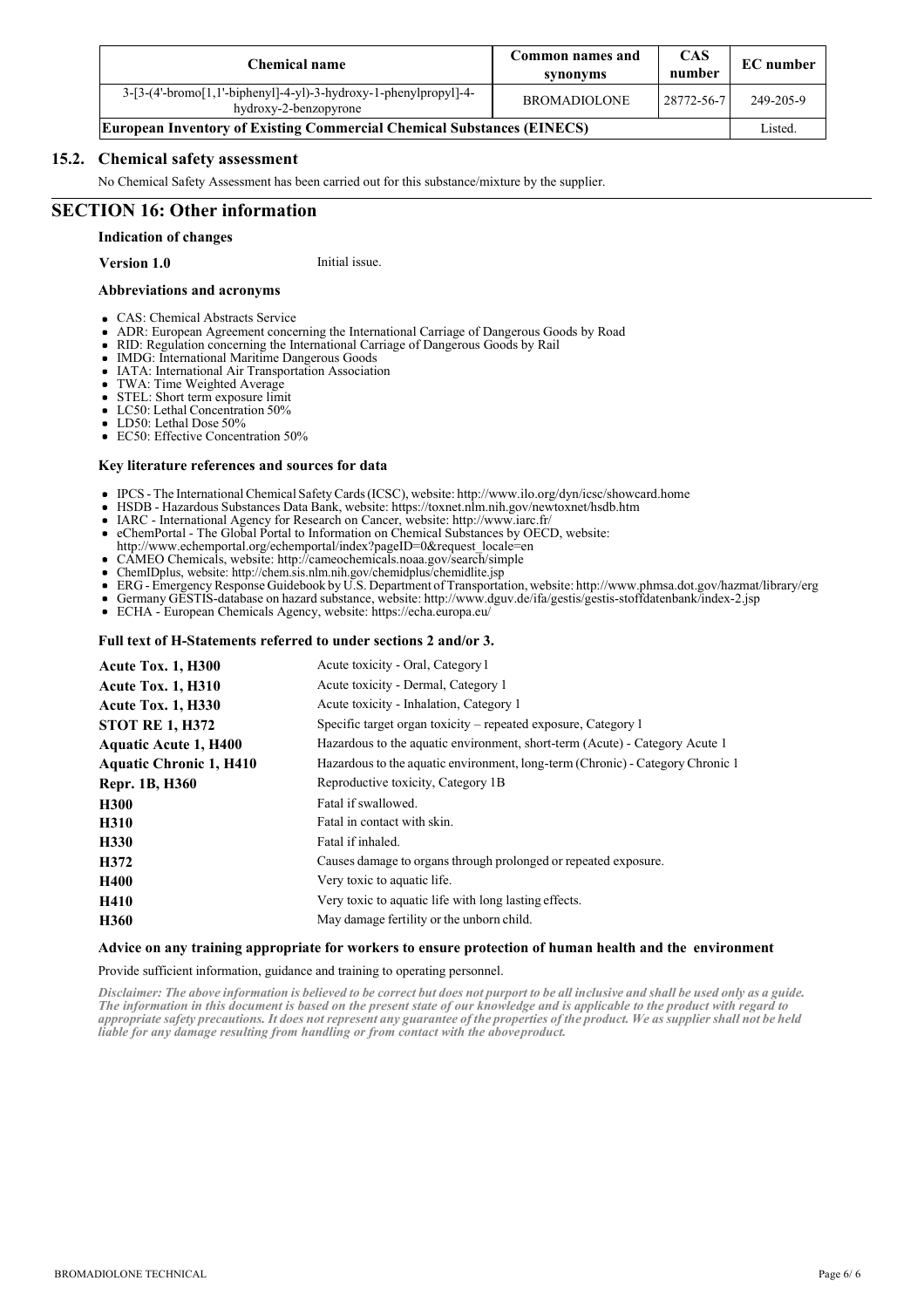| Chemical name | Common names and synonyms | CAS number | EC number |
|---|---|---|---|
| 3-[3-(4'-bromo[1,1'-biphenyl]-4-yl)-3-hydroxy-1-phenylpropyl]-4-hydroxy-2-benzopyrone | BROMADIOLONE | 28772-56-7 | 249-205-9 |
| **European Inventory of Existing Commercial Chemical Substances (EINECS)** | | | Listed. |

## 15.2. Chemical safety assessment

No Chemical Safety Assessment has been carried out for this substance/mixture by the supplier.

# SECTION 16: Other information

### Indication of changes

**Version 1.0** Initial issue.

### Abbreviations and acronyms

- CAS: Chemical Abstracts Service
- ADR: European Agreement concerning the International Carriage of Dangerous Goods by Road
- RID: Regulation concerning the International Carriage of Dangerous Goods by Rail
- IMDG: International Maritime Dangerous Goods
- IATA: International Air Transportation Association
- TWA: Time Weighted Average
- STEL: Short term exposure limit
- LC50: Lethal Concentration 50%
- LD50: Lethal Dose 50%
- EC50: Effective Concentration 50%

### Key literature references and sources for data

- IPCS - The International Chemical Safety Cards (ICSC), website: http://www.ilo.org/dyn/icsc/showcard.home
- HSDB - Hazardous Substances Data Bank, website: https://toxnet.nlm.nih.gov/newtoxnet/hsdb.htm
- IARC - International Agency for Research on Cancer, website: http://www.iarc.fr/
- eChemPortal - The Global Portal to Information on Chemical Substances by OECD, website: http://www.echemportal.org/echemportal/index?pageID=0&request_locale=en
- CAMEO Chemicals, website: http://cameochemicals.noaa.gov/search/simple
- ChemIDplus, website: http://chem.sis.nlm.nih.gov/chemidplus/chemidlite.jsp
- ERG - Emergency Response Guidebook by U.S. Department of Transportation, website: http://www.phmsa.dot.gov/hazmat/library/erg
- Germany GESTIS-database on hazard substance, website: http://www.dguv.de/ifa/gestis/gestis-stoffdatenbank/index-2.jsp
- ECHA - European Chemicals Agency, website: https://echa.europa.eu/

### Full text of H-Statements referred to under sections 2 and/or 3.

| | |
|---|---|
| **Acute Tox. 1, H300** | Acute toxicity - Oral, Category 1 |
| **Acute Tox. 1, H310** | Acute toxicity - Dermal, Category 1 |
| **Acute Tox. 1, H330** | Acute toxicity - Inhalation, Category 1 |
| **STOT RE 1, H372** | Specific target organ toxicity – repeated exposure, Category 1 |
| **Aquatic Acute 1, H400** | Hazardous to the aquatic environment, short-term (Acute) - Category Acute 1 |
| **Aquatic Chronic 1, H410** | Hazardous to the aquatic environment, long-term (Chronic) - Category Chronic 1 |
| **Repr. 1B, H360** | Reproductive toxicity, Category 1B |
| **H300** | Fatal if swallowed. |
| **H310** | Fatal in contact with skin. |
| **H330** | Fatal if inhaled. |
| **H372** | Causes damage to organs through prolonged or repeated exposure. |
| **H400** | Very toxic to aquatic life. |
| **H410** | Very toxic to aquatic life with long lasting effects. |
| **H360** | May damage fertility or the unborn child. |

### Advice on any training appropriate for workers to ensure protection of human health and the environment

Provide sufficient information, guidance and training to operating personnel.

***Disclaimer: The above information is believed to be correct but does not purport to be all inclusive and shall be used only as a guide. The information in this document is based on the present state of our knowledge and is applicable to the product with regard to appropriate safety precautions. It does not represent any guarantee of the properties of the product. We as supplier shall not be held liable for any damage resulting from handling or from contact with the above product.***